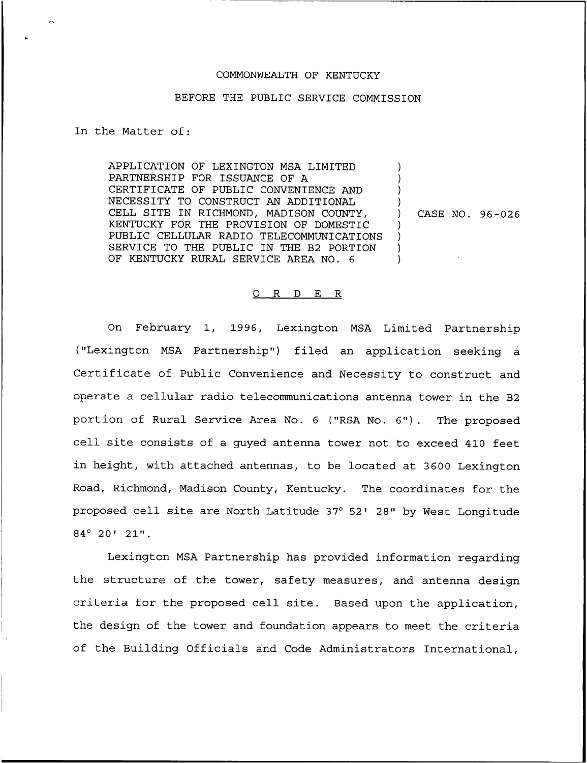COMMONWEALTH OF KENTUCKY

BEFORE THE PUBLIC SERVICE COMMISSION

In the Matter of:

APPLICATION OF LEXINGTON MSA LIMITED PARTNERSHIP FOR ISSUANCE OF A CERTIFICATE OF PUBLIC CONVENIENCE AND NECESSITY TO CONSTRUCT AN ADDITIONAL CELL SITE IN RICHMOND, MADISON COUNTY, KENTUCKY FOR THE PROVISION OF DOMESTIC PUBLIC CELLULAR RADIO TELECOMMUNICATIONS SERVICE TO THE PUBLIC IN THE B2 PORTION OF KENTUCKY RURAL SERVICE AREA NO. 6 ) CASE NO. 96-026

O R D E R

On February 1, 1996, Lexington MSA Limited Partnership ("Lexington MSA Partnership") filed an application seeking a Certificate of Public Convenience and Necessity to construct and operate a cellular radio telecommunications antenna tower in the B2 portion of Rural Service Area No. 6 ("RSA No. 6"). The proposed cell site consists of a guyed antenna tower not to exceed 410 feet in height, with attached antennas, to be located at 3600 Lexington Road, Richmond, Madison County, Kentucky. The coordinates for the proposed cell site are North Latitude 37° 52' 28" by West Longitude 84° 20' 21".

Lexington MSA Partnership has provided information regarding the structure of the tower, safety measures, and antenna design criteria for the proposed cell site. Based upon the application, the design of the tower and foundation appears to meet the criteria of the Building Officials and Code Administrators International,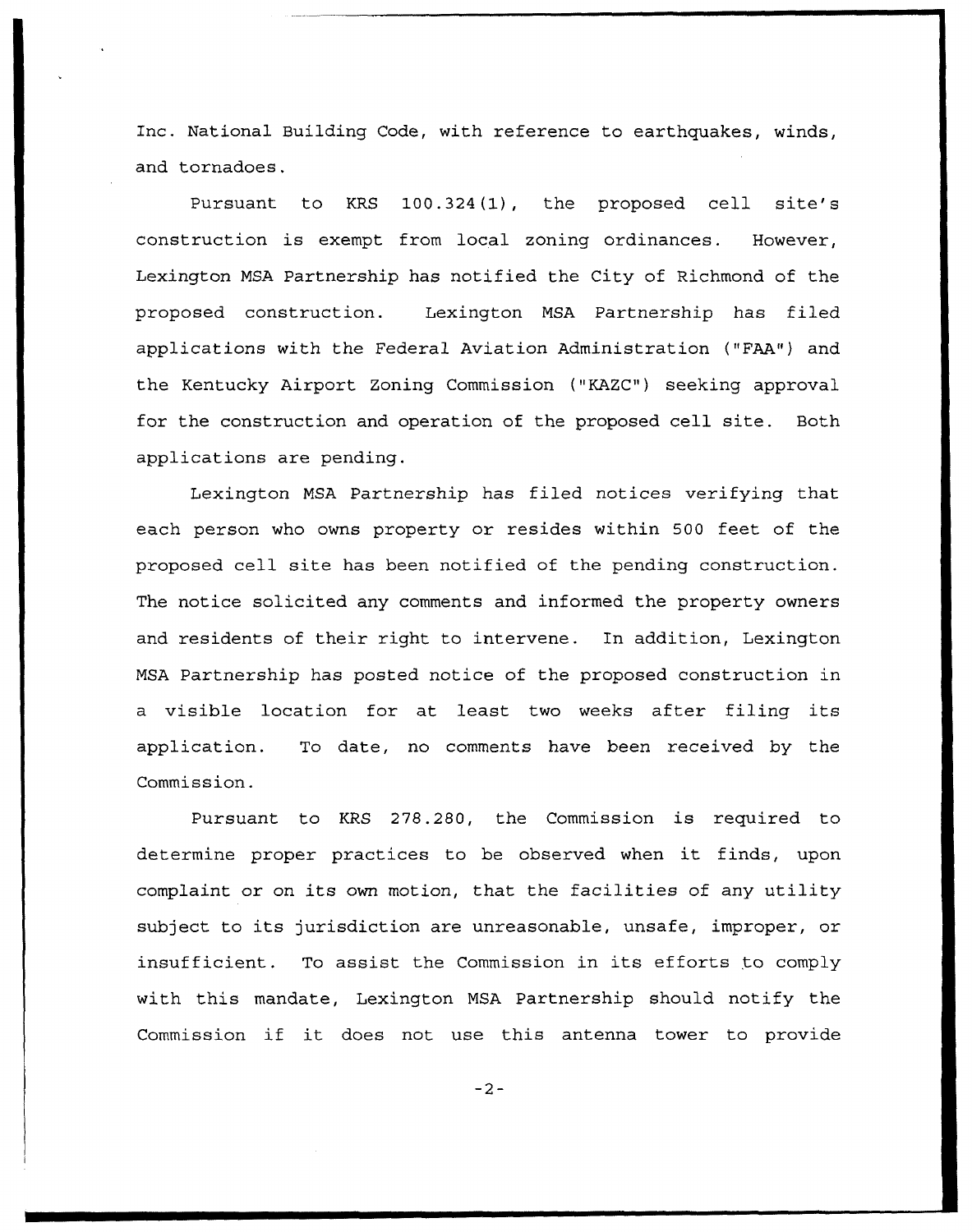Inc. National Building Code, with reference to earthquakes, winds, and tornadoes.

Pursuant to KRS 100.324(1), the proposed cell site's construction is exempt from local zoning ordinances. However, Lexington MSA Partnership has notified the City of Richmond of the proposed construction. Lexington MSA Partnership has filed applications with the Federal Aviation Administration ("FAA") and the Kentucky Airport Zoning Commission ("KAZC") seeking approval for the construction and operation of the proposed cell site. Both applications are pending.

Lexington MSA Partnership has filed notices verifying that each person who owns property or resides within 500 feet of the proposed cell site has been notified of the pending construction. The notice solicited any comments and informed the property owners and residents of their right to intervene. In addition, Lexington MSA Partnership has posted notice of the proposed construction in a visible location for at least two weeks after filing its application. To date, no comments have been received by the Commission.

Pursuant to KRS 278.280, the Commission is required to determine proper practices to be observed when it finds, upon complaint or on its own motion, that the facilities of any utility subject to its jurisdiction are unreasonable, unsafe, improper, or insufficient. To assist the Commission in its efforts to comply with this mandate, Lexington MSA Partnership should notify the Commission if it does not use this antenna tower to provide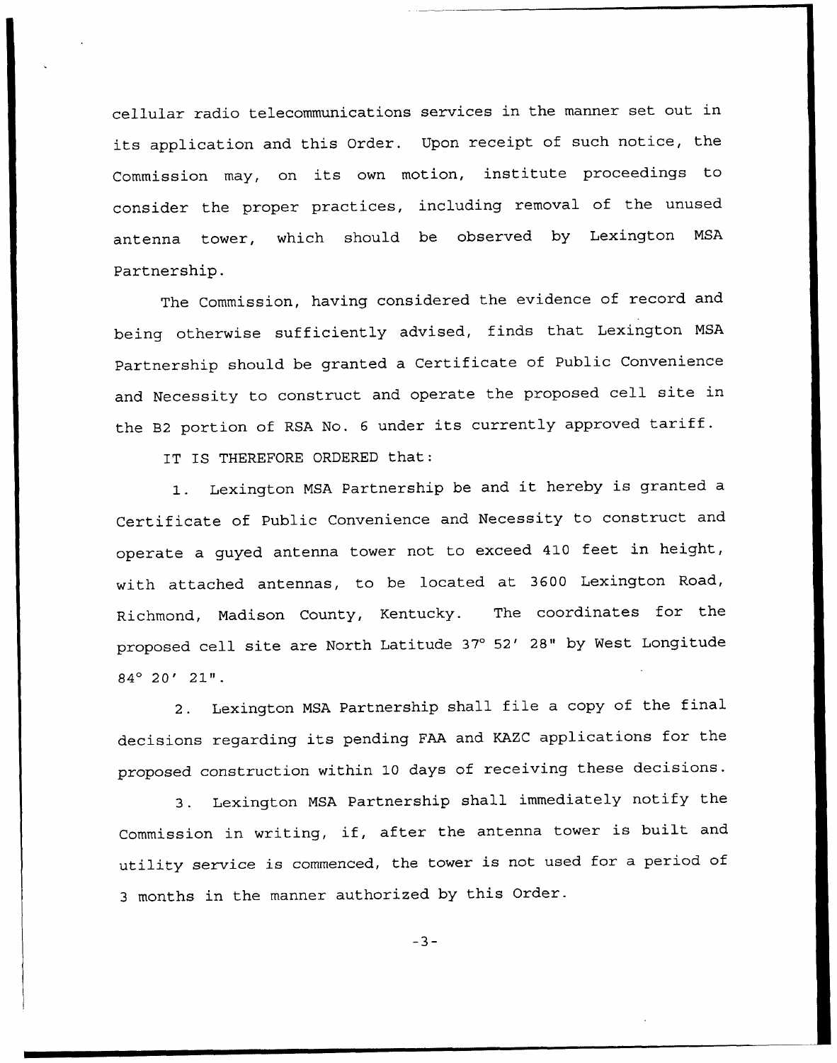cellular radio telecommunications services in the manner set out in its application and this Order. Upon receipt of such notice, the Commission may, on its own motion, institute proceedings to consider the proper practices, including removal of the unused antenna tower, which should be observed by Lexington MSA Partnership.

The Commission, having considered the evidence of record and being otherwise sufficiently advised, finds that Lexington MSA Partnership should be granted a Certificate of Public Convenience and Necessity to construct and operate the proposed cell site in the B2 portion of RSA No. 6 under its currently approved tariff.

IT IS THEREFORE ORDERED that:

1. Lexington MSA Partnership be and it hereby is granted a Certificate of Public Convenience and Necessity to construct and operate a guyed antenna tower not to exceed 410 feet in height, with attached antennas, to be located at 3600 Lexington Road, Richmond, Madison County, Kentucky. The coordinates for the proposed cell site are North Latitude 37° 52' 28" by West Longitude 84° 20' 21".

2. Lexington MSA Partnership shall file a copy of the final decisions regarding its pending FAA and KAZC applications for the proposed construction within 10 days of receiving these decisions.

3. Lexington MSA Partnership shall immediately notify the Commission in writing, if, after the antenna tower is built and utility service is commenced, the tower is not used for a period of 3 months in the manner authorized by this Order.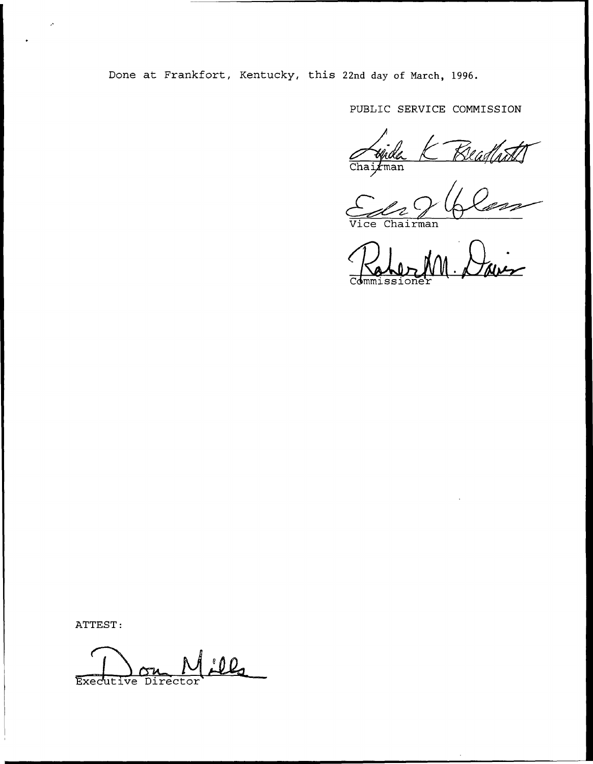Done at Frankfort, Kentucky, this 22nd day of March, 1996.

PUBLIC SERVICE COMMISSION

Chairman

Vice Chairman

Commissioner

ATTEST:

Executive Director